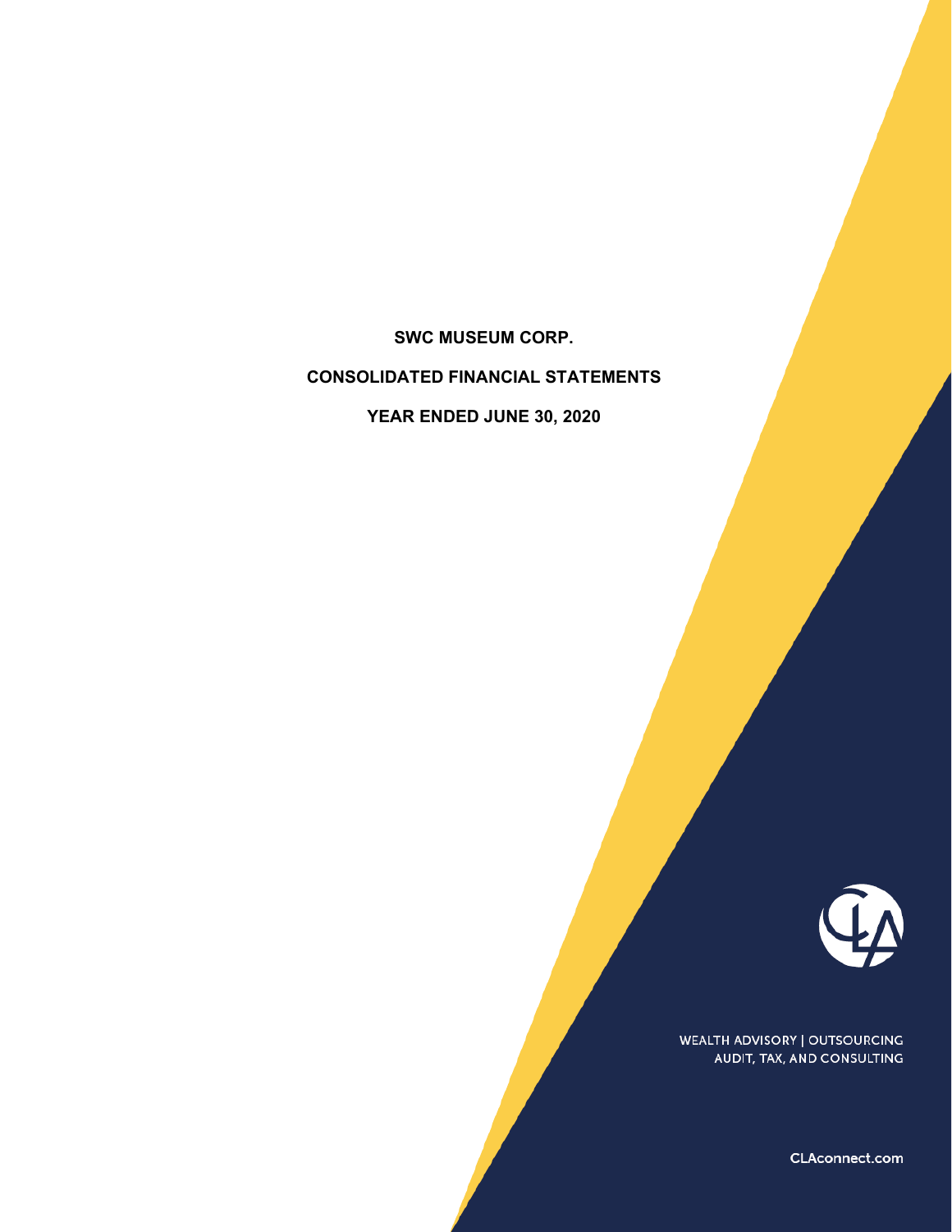# SWC MUSEUM CORP.

## CONSOLIDATED FINANCIAL STATEMENTS

## YEAR ENDED JUNE 30, 2020

WEALTH ADVISORY | OUTSOURCING
AUDIT, TAX, AND CONSULTING

CLAconnect.com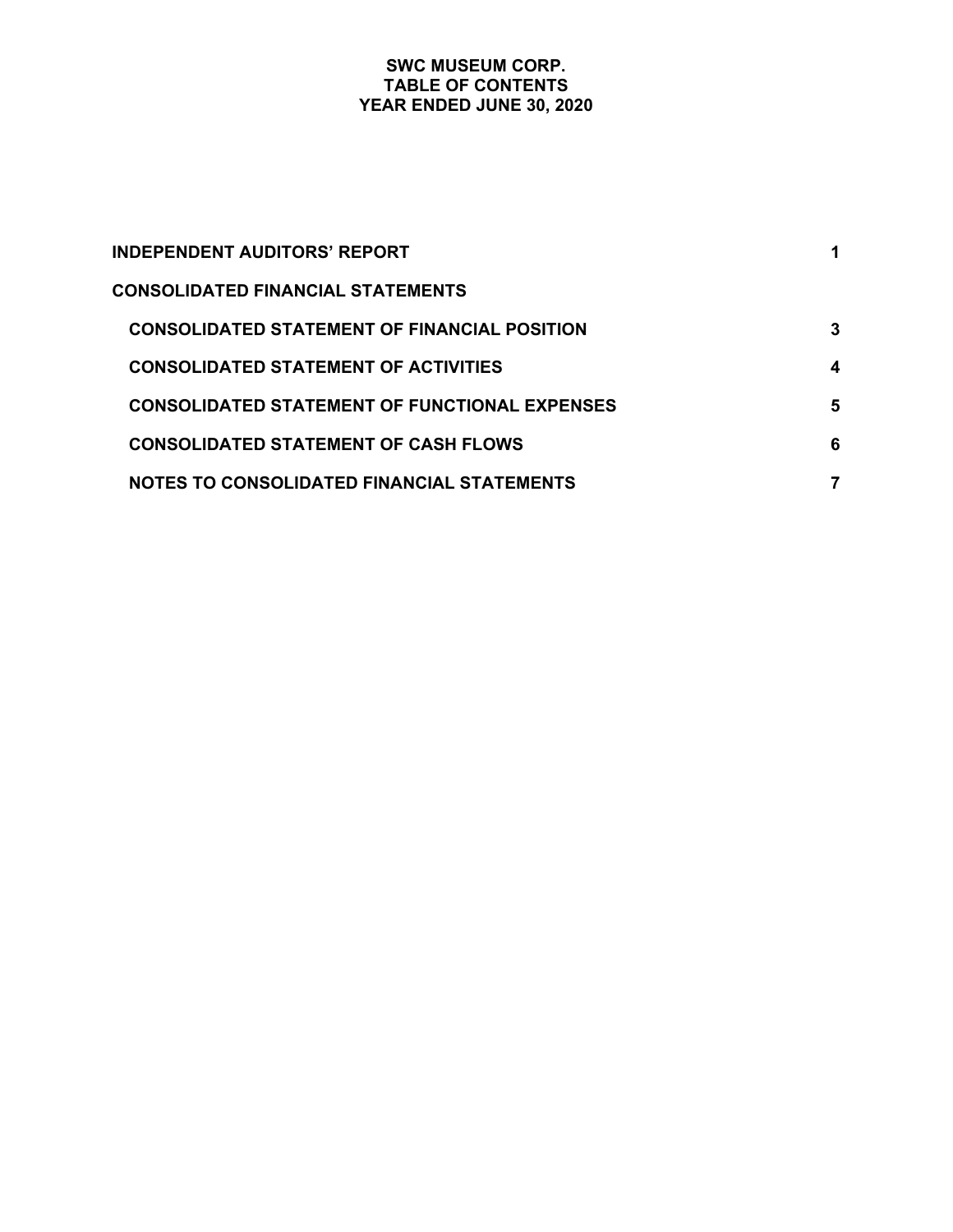# SWC MUSEUM CORP.
# TABLE OF CONTENTS
# YEAR ENDED JUNE 30, 2020

| | |
|---|---|
| **INDEPENDENT AUDITORS' REPORT** | **1** |
| **CONSOLIDATED FINANCIAL STATEMENTS** | |
| **CONSOLIDATED STATEMENT OF FINANCIAL POSITION** | **3** |
| **CONSOLIDATED STATEMENT OF ACTIVITIES** | **4** |
| **CONSOLIDATED STATEMENT OF FUNCTIONAL EXPENSES** | **5** |
| **CONSOLIDATED STATEMENT OF CASH FLOWS** | **6** |
| **NOTES TO CONSOLIDATED FINANCIAL STATEMENTS** | **7** |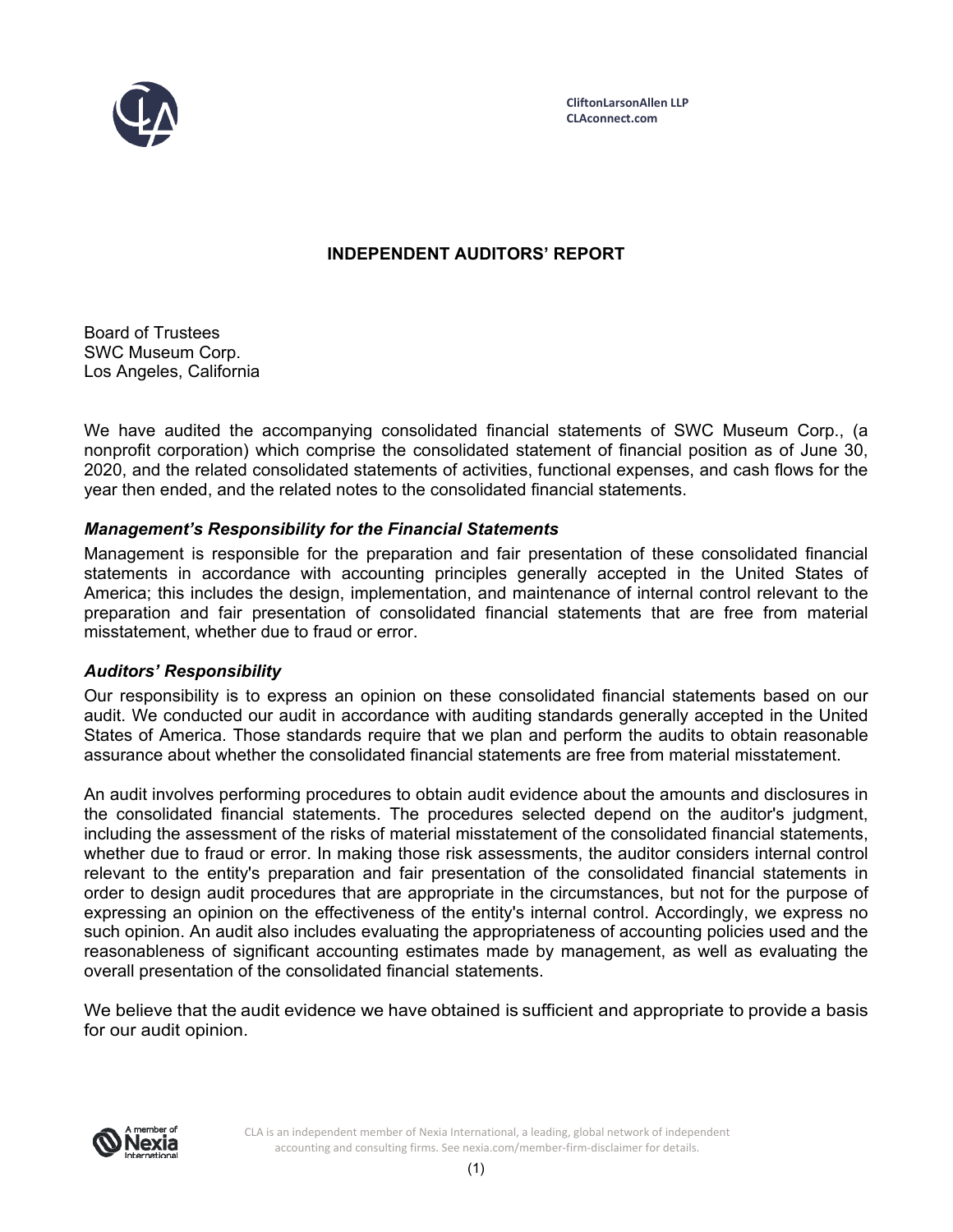CliftonLarsonAllen LLP
CLAconnect.com

# INDEPENDENT AUDITORS' REPORT

Board of Trustees
SWC Museum Corp.
Los Angeles, California

We have audited the accompanying consolidated financial statements of SWC Museum Corp., (a nonprofit corporation) which comprise the consolidated statement of financial position as of June 30, 2020, and the related consolidated statements of activities, functional expenses, and cash flows for the year then ended, and the related notes to the consolidated financial statements.

### *Management's Responsibility for the Financial Statements*

Management is responsible for the preparation and fair presentation of these consolidated financial statements in accordance with accounting principles generally accepted in the United States of America; this includes the design, implementation, and maintenance of internal control relevant to the preparation and fair presentation of consolidated financial statements that are free from material misstatement, whether due to fraud or error.

### *Auditors' Responsibility*

Our responsibility is to express an opinion on these consolidated financial statements based on our audit. We conducted our audit in accordance with auditing standards generally accepted in the United States of America. Those standards require that we plan and perform the audits to obtain reasonable assurance about whether the consolidated financial statements are free from material misstatement.

An audit involves performing procedures to obtain audit evidence about the amounts and disclosures in the consolidated financial statements. The procedures selected depend on the auditor's judgment, including the assessment of the risks of material misstatement of the consolidated financial statements, whether due to fraud or error. In making those risk assessments, the auditor considers internal control relevant to the entity's preparation and fair presentation of the consolidated financial statements in order to design audit procedures that are appropriate in the circumstances, but not for the purpose of expressing an opinion on the effectiveness of the entity's internal control. Accordingly, we express no such opinion. An audit also includes evaluating the appropriateness of accounting policies used and the reasonableness of significant accounting estimates made by management, as well as evaluating the overall presentation of the consolidated financial statements.

We believe that the audit evidence we have obtained is sufficient and appropriate to provide a basis for our audit opinion.

CLA is an independent member of Nexia International, a leading, global network of independent accounting and consulting firms. See nexia.com/member-firm-disclaimer for details.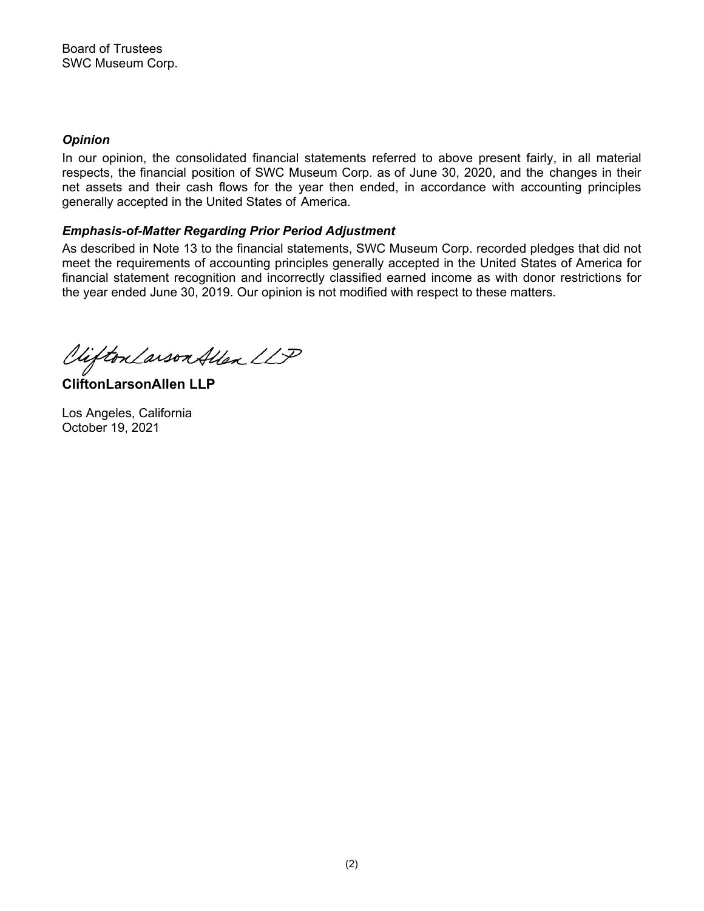Board of Trustees
SWC Museum Corp.

***Opinion***

In our opinion, the consolidated financial statements referred to above present fairly, in all material respects, the financial position of SWC Museum Corp. as of June 30, 2020, and the changes in their net assets and their cash flows for the year then ended, in accordance with accounting principles generally accepted in the United States of America.

***Emphasis-of-Matter Regarding Prior Period Adjustment***

As described in Note 13 to the financial statements, SWC Museum Corp. recorded pledges that did not meet the requirements of accounting principles generally accepted in the United States of America for financial statement recognition and incorrectly classified earned income as with donor restrictions for the year ended June 30, 2019. Our opinion is not modified with respect to these matters.

CliftonLarsonAllen LLP

**CliftonLarsonAllen LLP**

Los Angeles, California
October 19, 2021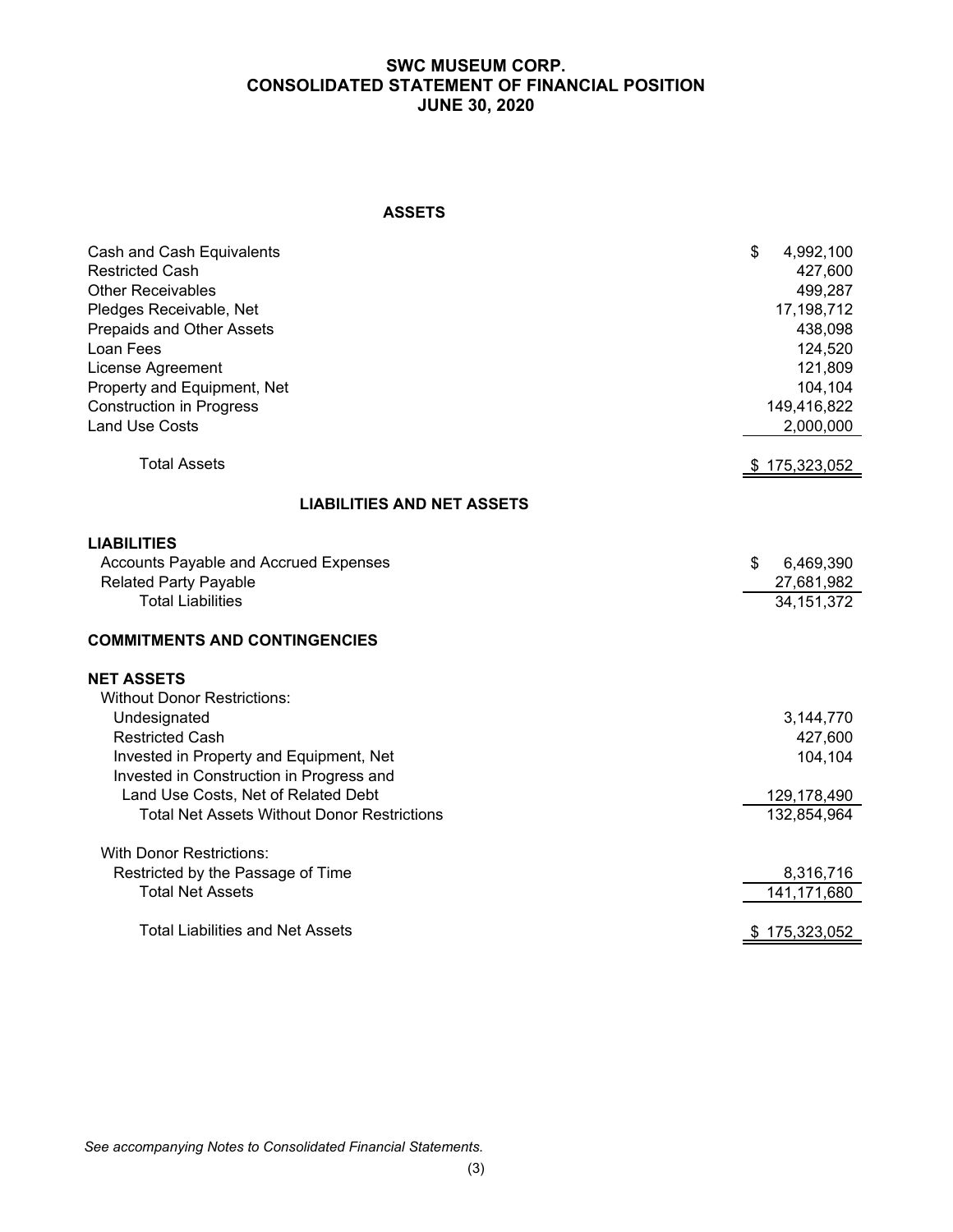# SWC MUSEUM CORP.
## CONSOLIDATED STATEMENT OF FINANCIAL POSITION
## JUNE 30, 2020

### ASSETS

| | |
|---|---|
| Cash and Cash Equivalents | $ 4,992,100 |
| Restricted Cash | 427,600 |
| Other Receivables | 499,287 |
| Pledges Receivable, Net | 17,198,712 |
| Prepaids and Other Assets | 438,098 |
| Loan Fees | 124,520 |
| License Agreement | 121,809 |
| Property and Equipment, Net | 104,104 |
| Construction in Progress | 149,416,822 |
| Land Use Costs | 2,000,000 |
| Total Assets | $ 175,323,052 |

### LIABILITIES AND NET ASSETS

| | |
|---|---|
| **LIABILITIES** | |
| Accounts Payable and Accrued Expenses | $ 6,469,390 |
| Related Party Payable | 27,681,982 |
| Total Liabilities | 34,151,372 |
| **COMMITMENTS AND CONTINGENCIES** | |
| **NET ASSETS** | |
| Without Donor Restrictions: | |
| Undesignated | 3,144,770 |
| Restricted Cash | 427,600 |
| Invested in Property and Equipment, Net | 104,104 |
| Invested in Construction in Progress and Land Use Costs, Net of Related Debt | 129,178,490 |
| Total Net Assets Without Donor Restrictions | 132,854,964 |
| With Donor Restrictions: | |
| Restricted by the Passage of Time | 8,316,716 |
| Total Net Assets | 141,171,680 |
| Total Liabilities and Net Assets | $ 175,323,052 |

*See accompanying Notes to Consolidated Financial Statements.*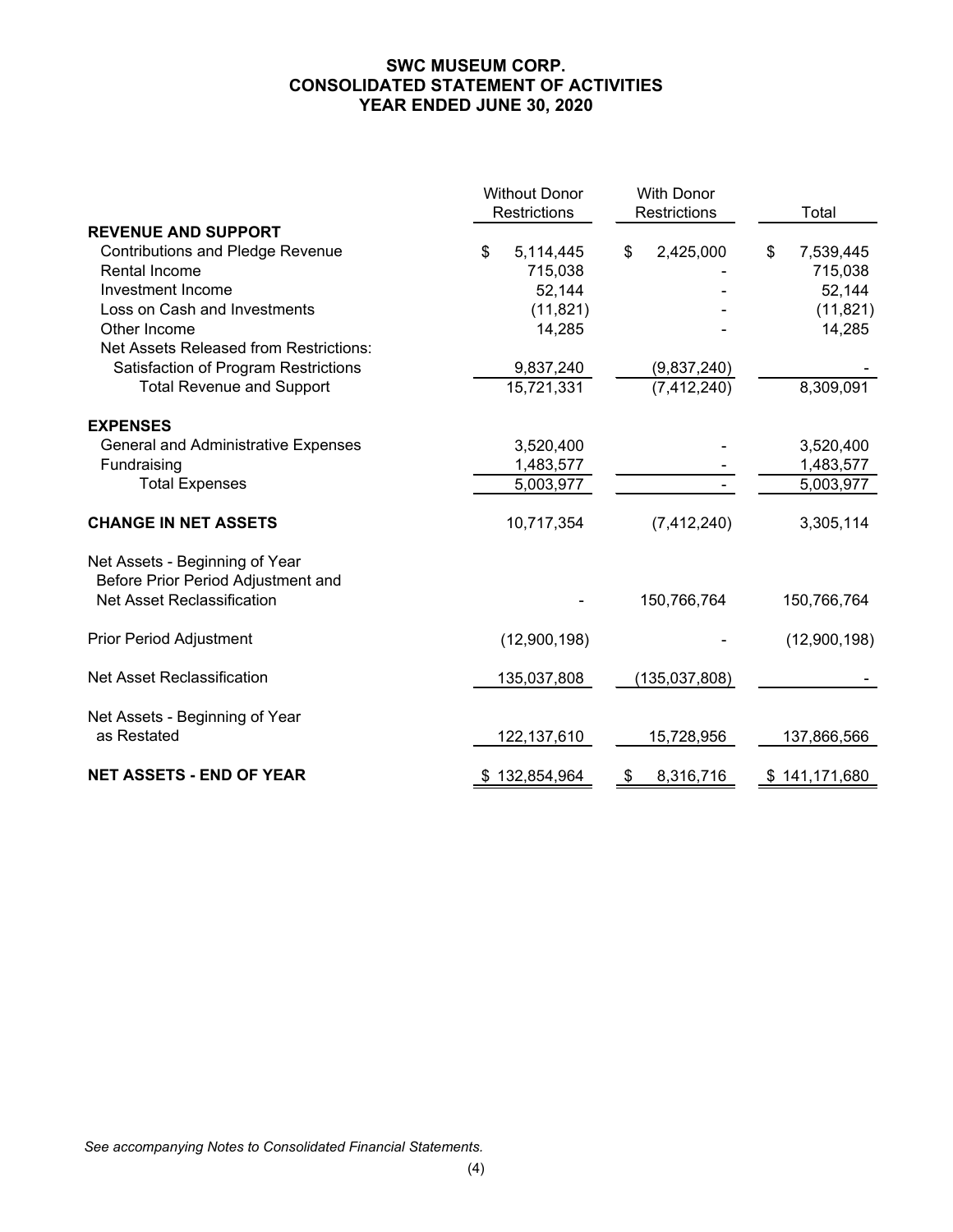# SWC MUSEUM CORP.
# CONSOLIDATED STATEMENT OF ACTIVITIES
# YEAR ENDED JUNE 30, 2020

| | Without Donor Restrictions | With Donor Restrictions | Total |
|---|---|---|---|
| **REVENUE AND SUPPORT** | | | |
| Contributions and Pledge Revenue | $ 5,114,445 | $ 2,425,000 | $ 7,539,445 |
| Rental Income | 715,038 | - | 715,038 |
| Investment Income | 52,144 | - | 52,144 |
| Loss on Cash and Investments | (11,821) | - | (11,821) |
| Other Income | 14,285 | - | 14,285 |
| Net Assets Released from Restrictions: | | | |
| Satisfaction of Program Restrictions | 9,837,240 | (9,837,240) | - |
| Total Revenue and Support | 15,721,331 | (7,412,240) | 8,309,091 |
| **EXPENSES** | | | |
| General and Administrative Expenses | 3,520,400 | - | 3,520,400 |
| Fundraising | 1,483,577 | - | 1,483,577 |
| Total Expenses | 5,003,977 | - | 5,003,977 |
| **CHANGE IN NET ASSETS** | 10,717,354 | (7,412,240) | 3,305,114 |
| Net Assets - Beginning of Year Before Prior Period Adjustment and Net Asset Reclassification | - | 150,766,764 | 150,766,764 |
| Prior Period Adjustment | (12,900,198) | - | (12,900,198) |
| Net Asset Reclassification | 135,037,808 | (135,037,808) | - |
| Net Assets - Beginning of Year as Restated | 122,137,610 | 15,728,956 | 137,866,566 |
| **NET ASSETS - END OF YEAR** | $ 132,854,964 | $ 8,316,716 | $ 141,171,680 |

*See accompanying Notes to Consolidated Financial Statements.*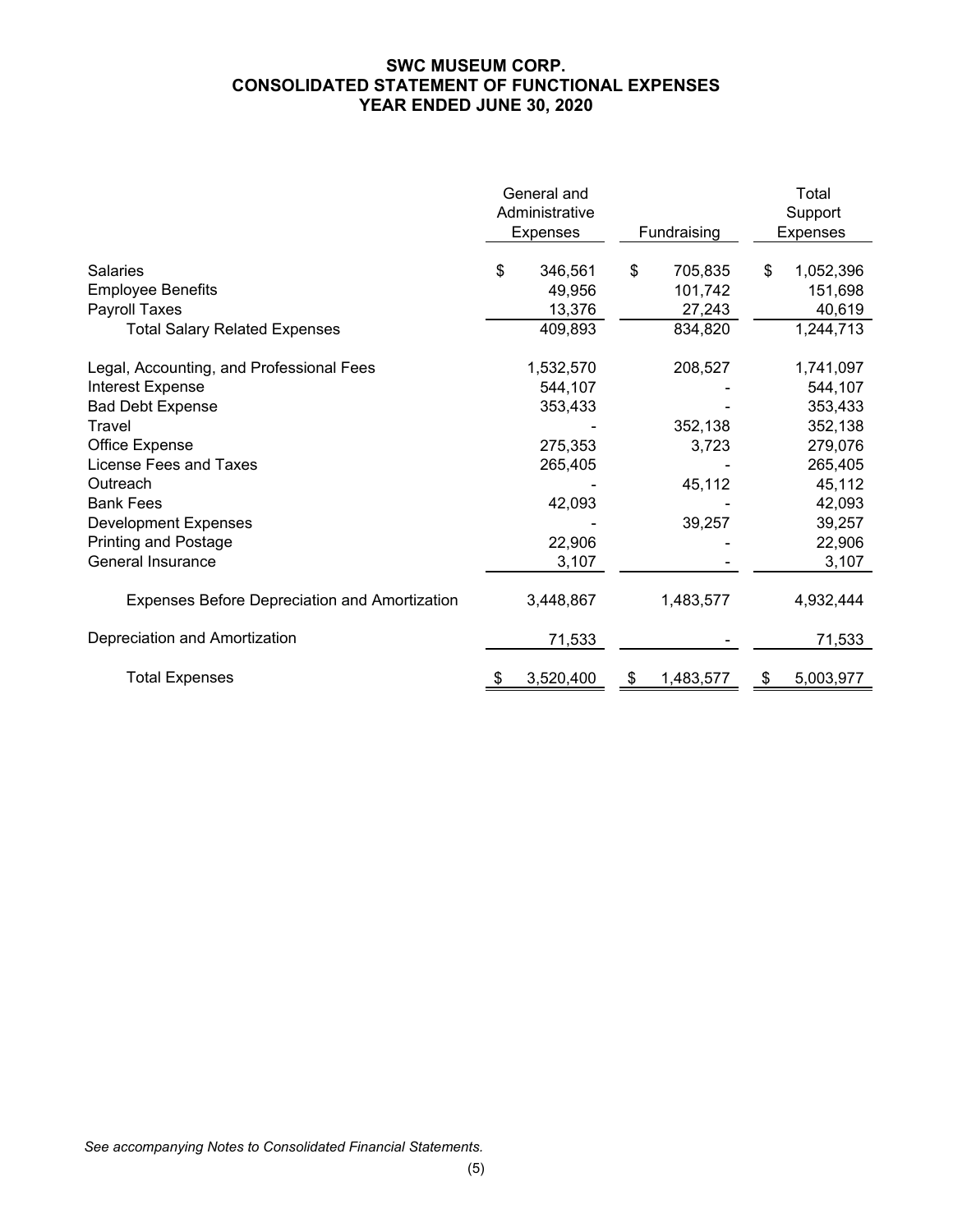# SWC MUSEUM CORP.
## CONSOLIDATED STATEMENT OF FUNCTIONAL EXPENSES
## YEAR ENDED JUNE 30, 2020

| | General and Administrative Expenses | Fundraising | Total Support Expenses |
|---|---|---|---|
| Salaries | $ 346,561 | $ 705,835 | $ 1,052,396 |
| Employee Benefits | 49,956 | 101,742 | 151,698 |
| Payroll Taxes | 13,376 | 27,243 | 40,619 |
| Total Salary Related Expenses | 409,893 | 834,820 | 1,244,713 |
| Legal, Accounting, and Professional Fees | 1,532,570 | 208,527 | 1,741,097 |
| Interest Expense | 544,107 | - | 544,107 |
| Bad Debt Expense | 353,433 | - | 353,433 |
| Travel | - | 352,138 | 352,138 |
| Office Expense | 275,353 | 3,723 | 279,076 |
| License Fees and Taxes | 265,405 | - | 265,405 |
| Outreach | - | 45,112 | 45,112 |
| Bank Fees | 42,093 | - | 42,093 |
| Development Expenses | - | 39,257 | 39,257 |
| Printing and Postage | 22,906 | - | 22,906 |
| General Insurance | 3,107 | - | 3,107 |
| Expenses Before Depreciation and Amortization | 3,448,867 | 1,483,577 | 4,932,444 |
| Depreciation and Amortization | 71,533 | - | 71,533 |
| Total Expenses | $ 3,520,400 | $ 1,483,577 | $ 5,003,977 |

*See accompanying Notes to Consolidated Financial Statements.*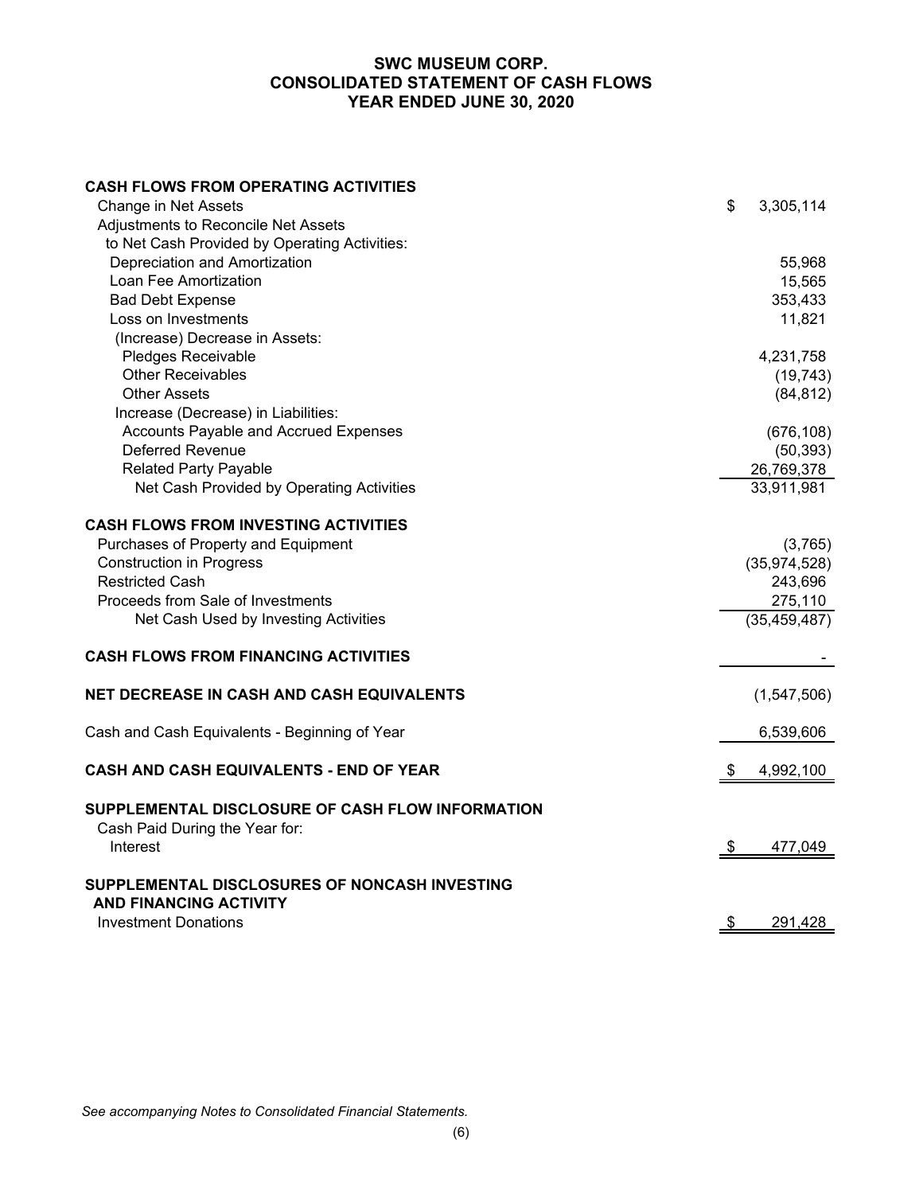# SWC MUSEUM CORP.
# CONSOLIDATED STATEMENT OF CASH FLOWS
# YEAR ENDED JUNE 30, 2020

| | |
|---|---|
| **CASH FLOWS FROM OPERATING ACTIVITIES** | |
| Change in Net Assets | $ 3,305,114 |
| Adjustments to Reconcile Net Assets | |
| to Net Cash Provided by Operating Activities: | |
| Depreciation and Amortization | 55,968 |
| Loan Fee Amortization | 15,565 |
| Bad Debt Expense | 353,433 |
| Loss on Investments | 11,821 |
| (Increase) Decrease in Assets: | |
| Pledges Receivable | 4,231,758 |
| Other Receivables | (19,743) |
| Other Assets | (84,812) |
| Increase (Decrease) in Liabilities: | |
| Accounts Payable and Accrued Expenses | (676,108) |
| Deferred Revenue | (50,393) |
| Related Party Payable | 26,769,378 |
| Net Cash Provided by Operating Activities | 33,911,981 |
| | |
| **CASH FLOWS FROM INVESTING ACTIVITIES** | |
| Purchases of Property and Equipment | (3,765) |
| Construction in Progress | (35,974,528) |
| Restricted Cash | 243,696 |
| Proceeds from Sale of Investments | 275,110 |
| Net Cash Used by Investing Activities | (35,459,487) |
| | |
| **CASH FLOWS FROM FINANCING ACTIVITIES** | - |
| | |
| **NET DECREASE IN CASH AND CASH EQUIVALENTS** | (1,547,506) |
| | |
| Cash and Cash Equivalents - Beginning of Year | 6,539,606 |
| | |
| **CASH AND CASH EQUIVALENTS - END OF YEAR** | $ 4,992,100 |
| | |
| **SUPPLEMENTAL DISCLOSURE OF CASH FLOW INFORMATION** | |
| Cash Paid During the Year for: | |
| Interest | $ 477,049 |
| | |
| **SUPPLEMENTAL DISCLOSURES OF NONCASH INVESTING AND FINANCING ACTIVITY** | |
| Investment Donations | $ 291,428 |

*See accompanying Notes to Consolidated Financial Statements.*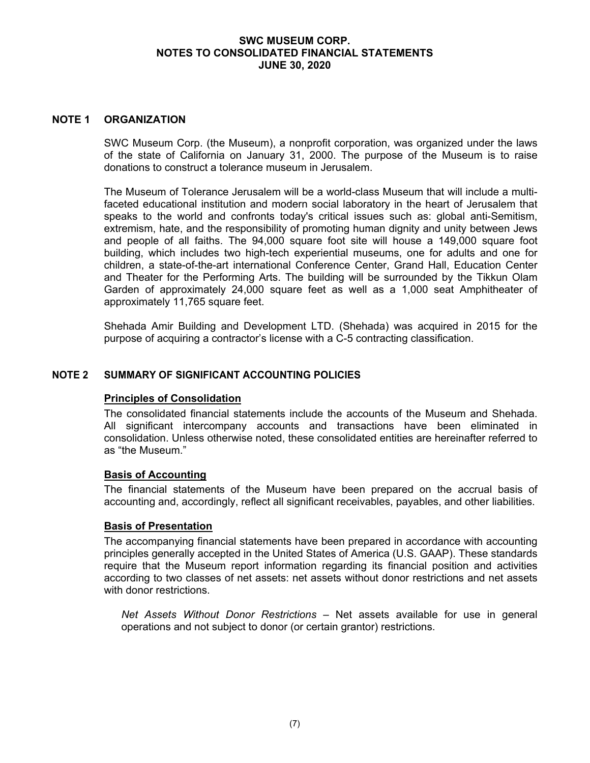# SWC MUSEUM CORP.
# NOTES TO CONSOLIDATED FINANCIAL STATEMENTS
# JUNE 30, 2020

## NOTE 1 ORGANIZATION

SWC Museum Corp. (the Museum), a nonprofit corporation, was organized under the laws of the state of California on January 31, 2000. The purpose of the Museum is to raise donations to construct a tolerance museum in Jerusalem.

The Museum of Tolerance Jerusalem will be a world-class Museum that will include a multi-faceted educational institution and modern social laboratory in the heart of Jerusalem that speaks to the world and confronts today's critical issues such as: global anti-Semitism, extremism, hate, and the responsibility of promoting human dignity and unity between Jews and people of all faiths. The 94,000 square foot site will house a 149,000 square foot building, which includes two high-tech experiential museums, one for adults and one for children, a state-of-the-art international Conference Center, Grand Hall, Education Center and Theater for the Performing Arts. The building will be surrounded by the Tikkun Olam Garden of approximately 24,000 square feet as well as a 1,000 seat Amphitheater of approximately 11,765 square feet.

Shehada Amir Building and Development LTD. (Shehada) was acquired in 2015 for the purpose of acquiring a contractor's license with a C-5 contracting classification.

## NOTE 2 SUMMARY OF SIGNIFICANT ACCOUNTING POLICIES

### Principles of Consolidation

The consolidated financial statements include the accounts of the Museum and Shehada. All significant intercompany accounts and transactions have been eliminated in consolidation. Unless otherwise noted, these consolidated entities are hereinafter referred to as "the Museum."

### Basis of Accounting

The financial statements of the Museum have been prepared on the accrual basis of accounting and, accordingly, reflect all significant receivables, payables, and other liabilities.

### Basis of Presentation

The accompanying financial statements have been prepared in accordance with accounting principles generally accepted in the United States of America (U.S. GAAP). These standards require that the Museum report information regarding its financial position and activities according to two classes of net assets: net assets without donor restrictions and net assets with donor restrictions.

*Net Assets Without Donor Restrictions* – Net assets available for use in general operations and not subject to donor (or certain grantor) restrictions.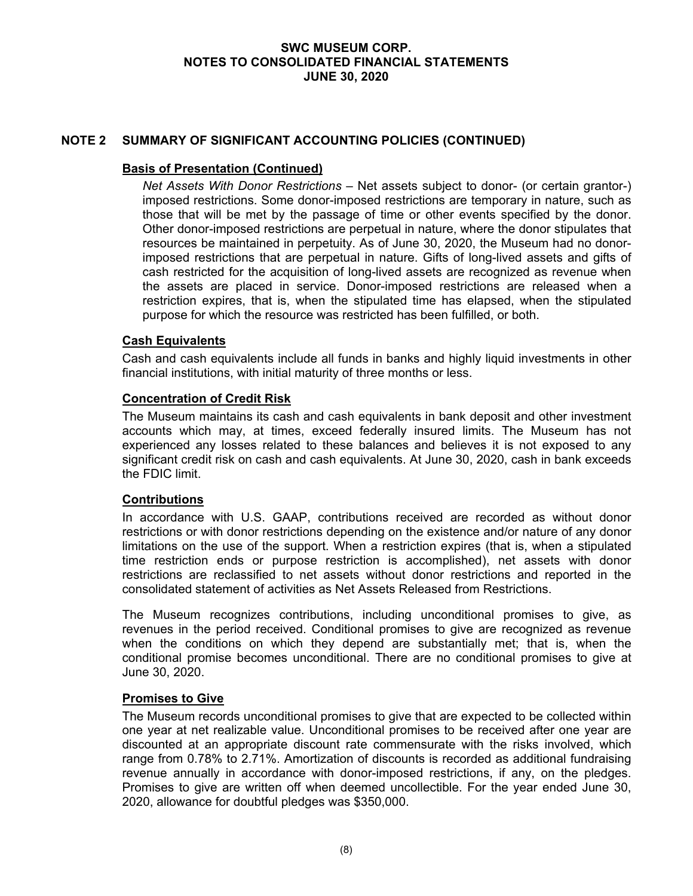## NOTE 2 SUMMARY OF SIGNIFICANT ACCOUNTING POLICIES (CONTINUED)

### Basis of Presentation (Continued)

*Net Assets With Donor Restrictions* – Net assets subject to donor- (or certain grantor-) imposed restrictions. Some donor-imposed restrictions are temporary in nature, such as those that will be met by the passage of time or other events specified by the donor. Other donor-imposed restrictions are perpetual in nature, where the donor stipulates that resources be maintained in perpetuity. As of June 30, 2020, the Museum had no donor-imposed restrictions that are perpetual in nature. Gifts of long-lived assets and gifts of cash restricted for the acquisition of long-lived assets are recognized as revenue when the assets are placed in service. Donor-imposed restrictions are released when a restriction expires, that is, when the stipulated time has elapsed, when the stipulated purpose for which the resource was restricted has been fulfilled, or both.

### Cash Equivalents

Cash and cash equivalents include all funds in banks and highly liquid investments in other financial institutions, with initial maturity of three months or less.

### Concentration of Credit Risk

The Museum maintains its cash and cash equivalents in bank deposit and other investment accounts which may, at times, exceed federally insured limits. The Museum has not experienced any losses related to these balances and believes it is not exposed to any significant credit risk on cash and cash equivalents. At June 30, 2020, cash in bank exceeds the FDIC limit.

### Contributions

In accordance with U.S. GAAP, contributions received are recorded as without donor restrictions or with donor restrictions depending on the existence and/or nature of any donor limitations on the use of the support. When a restriction expires (that is, when a stipulated time restriction ends or purpose restriction is accomplished), net assets with donor restrictions are reclassified to net assets without donor restrictions and reported in the consolidated statement of activities as Net Assets Released from Restrictions.

The Museum recognizes contributions, including unconditional promises to give, as revenues in the period received. Conditional promises to give are recognized as revenue when the conditions on which they depend are substantially met; that is, when the conditional promise becomes unconditional. There are no conditional promises to give at June 30, 2020.

### Promises to Give

The Museum records unconditional promises to give that are expected to be collected within one year at net realizable value. Unconditional promises to be received after one year are discounted at an appropriate discount rate commensurate with the risks involved, which range from 0.78% to 2.71%. Amortization of discounts is recorded as additional fundraising revenue annually in accordance with donor-imposed restrictions, if any, on the pledges. Promises to give are written off when deemed uncollectible. For the year ended June 30, 2020, allowance for doubtful pledges was $350,000.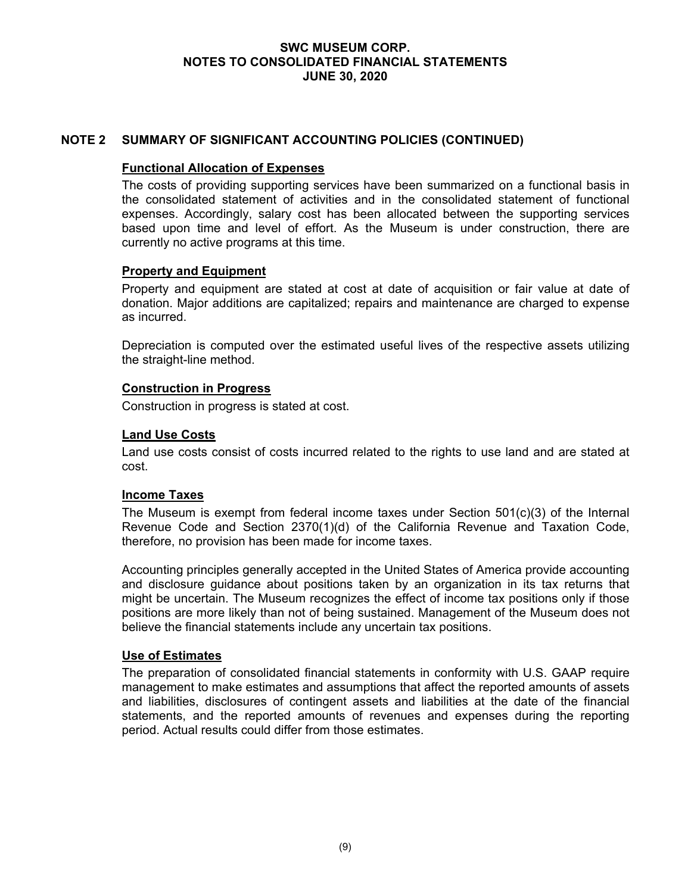## NOTE 2 SUMMARY OF SIGNIFICANT ACCOUNTING POLICIES (CONTINUED)

### Functional Allocation of Expenses

The costs of providing supporting services have been summarized on a functional basis in the consolidated statement of activities and in the consolidated statement of functional expenses. Accordingly, salary cost has been allocated between the supporting services based upon time and level of effort. As the Museum is under construction, there are currently no active programs at this time.

### Property and Equipment

Property and equipment are stated at cost at date of acquisition or fair value at date of donation. Major additions are capitalized; repairs and maintenance are charged to expense as incurred.

Depreciation is computed over the estimated useful lives of the respective assets utilizing the straight-line method.

### Construction in Progress

Construction in progress is stated at cost.

### Land Use Costs

Land use costs consist of costs incurred related to the rights to use land and are stated at cost.

### Income Taxes

The Museum is exempt from federal income taxes under Section 501(c)(3) of the Internal Revenue Code and Section 2370(1)(d) of the California Revenue and Taxation Code, therefore, no provision has been made for income taxes.

Accounting principles generally accepted in the United States of America provide accounting and disclosure guidance about positions taken by an organization in its tax returns that might be uncertain. The Museum recognizes the effect of income tax positions only if those positions are more likely than not of being sustained. Management of the Museum does not believe the financial statements include any uncertain tax positions.

### Use of Estimates

The preparation of consolidated financial statements in conformity with U.S. GAAP require management to make estimates and assumptions that affect the reported amounts of assets and liabilities, disclosures of contingent assets and liabilities at the date of the financial statements, and the reported amounts of revenues and expenses during the reporting period. Actual results could differ from those estimates.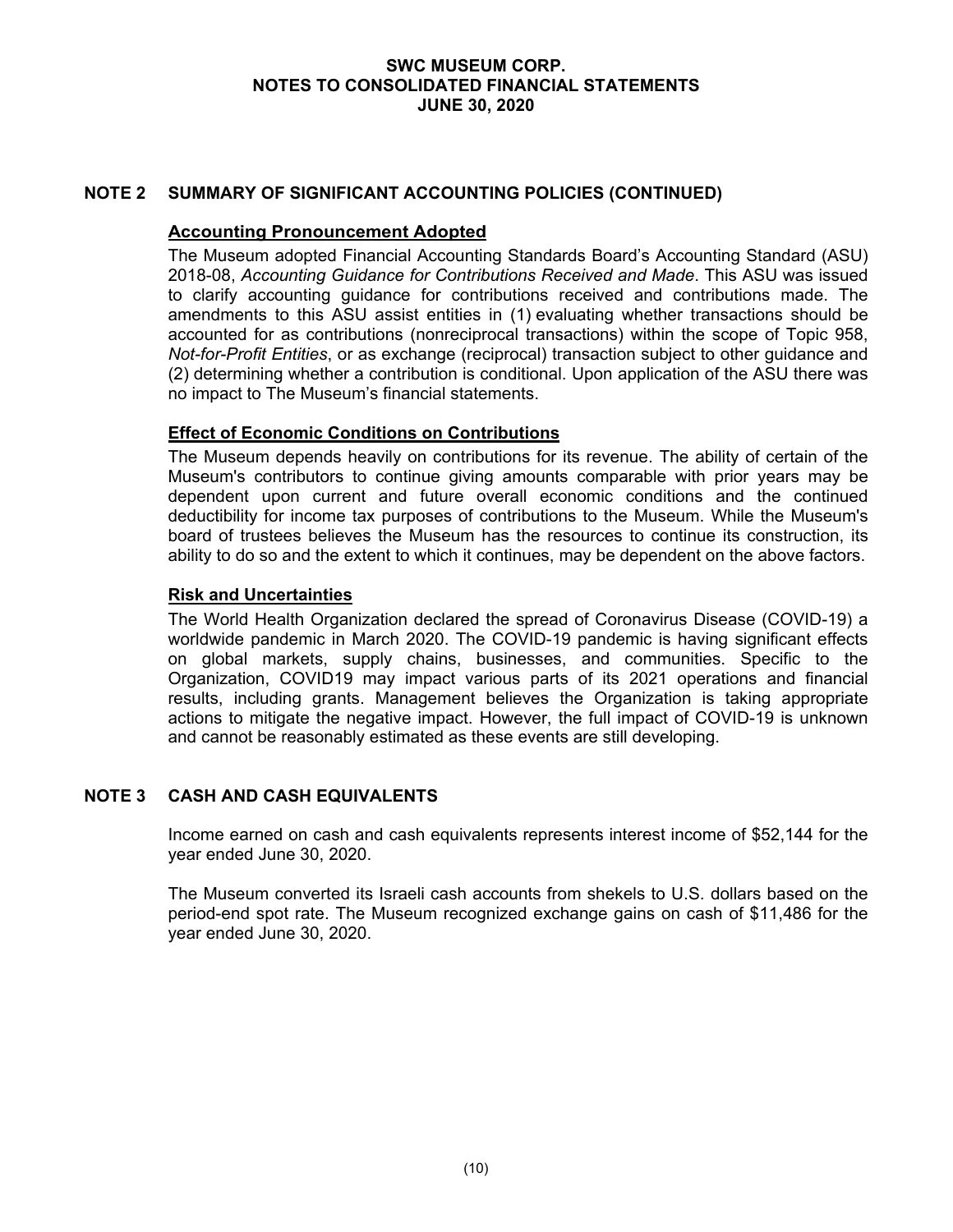## NOTE 2 SUMMARY OF SIGNIFICANT ACCOUNTING POLICIES (CONTINUED)

### Accounting Pronouncement Adopted

The Museum adopted Financial Accounting Standards Board's Accounting Standard (ASU) 2018-08, *Accounting Guidance for Contributions Received and Made*. This ASU was issued to clarify accounting guidance for contributions received and contributions made. The amendments to this ASU assist entities in (1) evaluating whether transactions should be accounted for as contributions (nonreciprocal transactions) within the scope of Topic 958, *Not-for-Profit Entities*, or as exchange (reciprocal) transaction subject to other guidance and (2) determining whether a contribution is conditional. Upon application of the ASU there was no impact to The Museum's financial statements.

### Effect of Economic Conditions on Contributions

The Museum depends heavily on contributions for its revenue. The ability of certain of the Museum's contributors to continue giving amounts comparable with prior years may be dependent upon current and future overall economic conditions and the continued deductibility for income tax purposes of contributions to the Museum. While the Museum's board of trustees believes the Museum has the resources to continue its construction, its ability to do so and the extent to which it continues, may be dependent on the above factors.

### Risk and Uncertainties

The World Health Organization declared the spread of Coronavirus Disease (COVID-19) a worldwide pandemic in March 2020. The COVID-19 pandemic is having significant effects on global markets, supply chains, businesses, and communities. Specific to the Organization, COVID19 may impact various parts of its 2021 operations and financial results, including grants. Management believes the Organization is taking appropriate actions to mitigate the negative impact. However, the full impact of COVID-19 is unknown and cannot be reasonably estimated as these events are still developing.

## NOTE 3 CASH AND CASH EQUIVALENTS

Income earned on cash and cash equivalents represents interest income of $52,144 for the year ended June 30, 2020.

The Museum converted its Israeli cash accounts from shekels to U.S. dollars based on the period-end spot rate. The Museum recognized exchange gains on cash of $11,486 for the year ended June 30, 2020.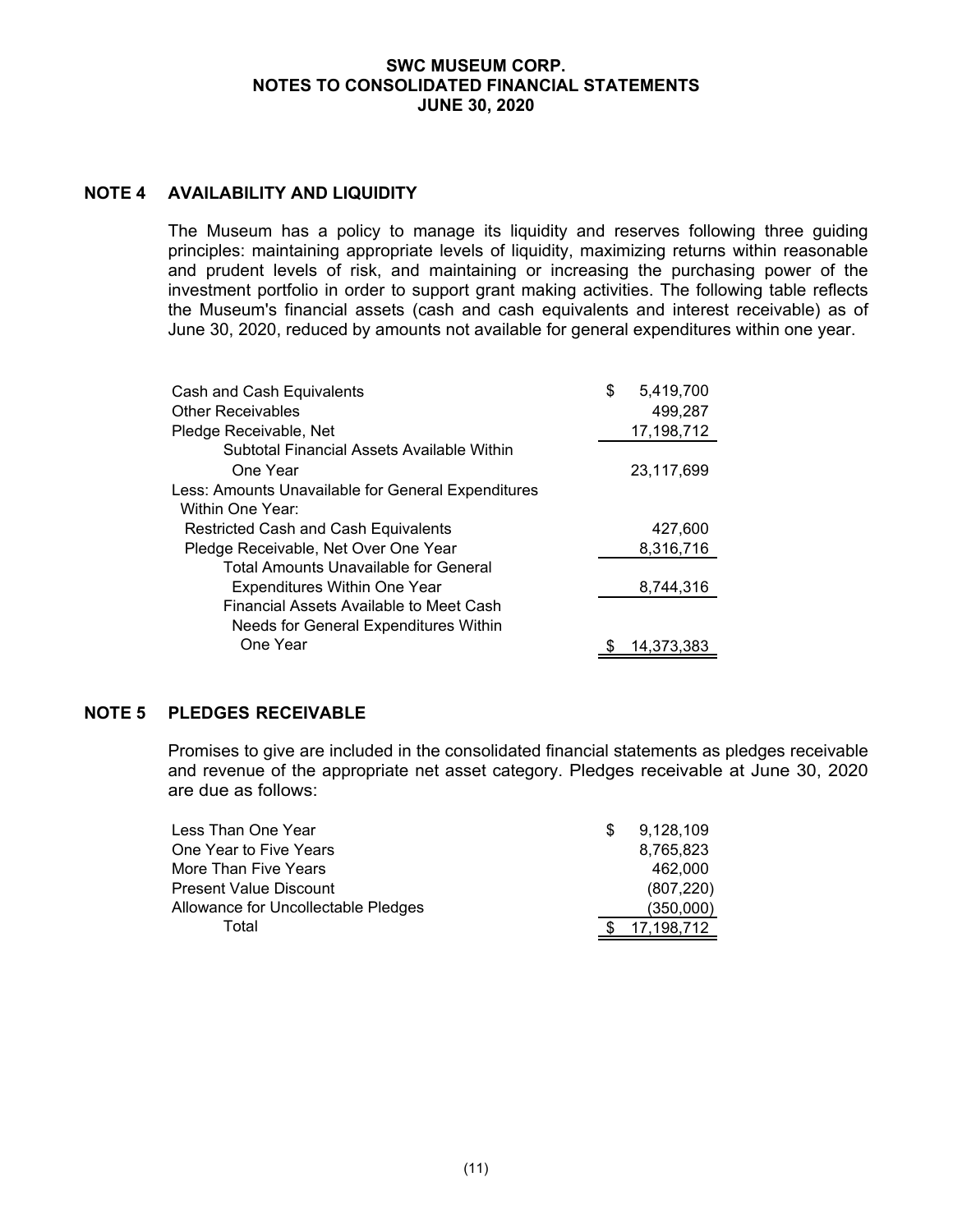## NOTE 4 AVAILABILITY AND LIQUIDITY

The Museum has a policy to manage its liquidity and reserves following three guiding principles: maintaining appropriate levels of liquidity, maximizing returns within reasonable and prudent levels of risk, and maintaining or increasing the purchasing power of the investment portfolio in order to support grant making activities. The following table reflects the Museum's financial assets (cash and cash equivalents and interest receivable) as of June 30, 2020, reduced by amounts not available for general expenditures within one year.

| | |
|---|---|
| Cash and Cash Equivalents | $ 5,419,700 |
| Other Receivables | 499,287 |
| Pledge Receivable, Net | 17,198,712 |
| Subtotal Financial Assets Available Within One Year | 23,117,699 |
| Less: Amounts Unavailable for General Expenditures Within One Year: | |
| Restricted Cash and Cash Equivalents | 427,600 |
| Pledge Receivable, Net Over One Year | 8,316,716 |
| Total Amounts Unavailable for General Expenditures Within One Year | 8,744,316 |
| Financial Assets Available to Meet Cash Needs for General Expenditures Within One Year | $ 14,373,383 |

## NOTE 5 PLEDGES RECEIVABLE

Promises to give are included in the consolidated financial statements as pledges receivable and revenue of the appropriate net asset category. Pledges receivable at June 30, 2020 are due as follows:

| | |
|---|---|
| Less Than One Year | $ 9,128,109 |
| One Year to Five Years | 8,765,823 |
| More Than Five Years | 462,000 |
| Present Value Discount | (807,220) |
| Allowance for Uncollectable Pledges | (350,000) |
| Total | $ 17,198,712 |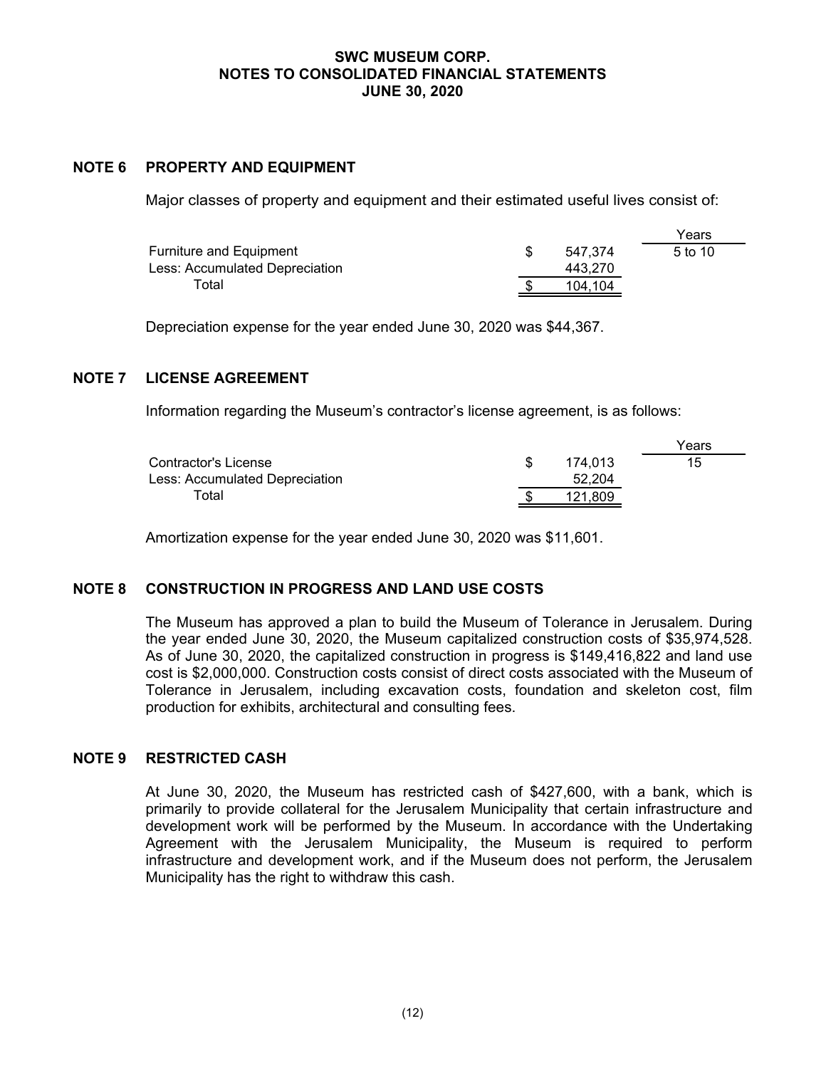**SWC MUSEUM CORP.**
**NOTES TO CONSOLIDATED FINANCIAL STATEMENTS**
**JUNE 30, 2020**

## NOTE 6 PROPERTY AND EQUIPMENT

Major classes of property and equipment and their estimated useful lives consist of:

| | | Years |
|---|---|---|
| Furniture and Equipment | $ 547,374 | 5 to 10 |
| Less: Accumulated Depreciation | 443,270 | |
| Total | $ 104,104 | |

Depreciation expense for the year ended June 30, 2020 was $44,367.

## NOTE 7 LICENSE AGREEMENT

Information regarding the Museum's contractor's license agreement, is as follows:

| | | Years |
|---|---|---|
| Contractor's License | $ 174,013 | 15 |
| Less: Accumulated Depreciation | 52,204 | |
| Total | $ 121,809 | |

Amortization expense for the year ended June 30, 2020 was $11,601.

## NOTE 8 CONSTRUCTION IN PROGRESS AND LAND USE COSTS

The Museum has approved a plan to build the Museum of Tolerance in Jerusalem. During the year ended June 30, 2020, the Museum capitalized construction costs of $35,974,528. As of June 30, 2020, the capitalized construction in progress is $149,416,822 and land use cost is $2,000,000. Construction costs consist of direct costs associated with the Museum of Tolerance in Jerusalem, including excavation costs, foundation and skeleton cost, film production for exhibits, architectural and consulting fees.

## NOTE 9 RESTRICTED CASH

At June 30, 2020, the Museum has restricted cash of $427,600, with a bank, which is primarily to provide collateral for the Jerusalem Municipality that certain infrastructure and development work will be performed by the Museum. In accordance with the Undertaking Agreement with the Jerusalem Municipality, the Museum is required to perform infrastructure and development work, and if the Museum does not perform, the Jerusalem Municipality has the right to withdraw this cash.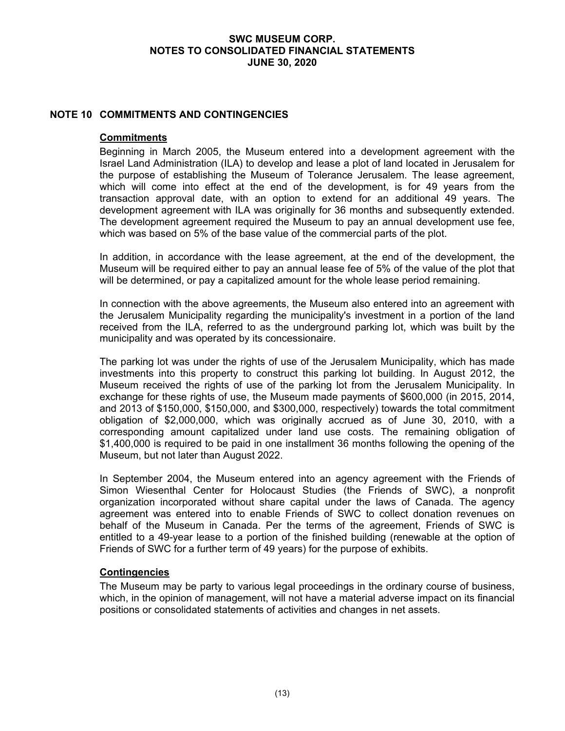## NOTE 10 COMMITMENTS AND CONTINGENCIES

### Commitments

Beginning in March 2005, the Museum entered into a development agreement with the Israel Land Administration (ILA) to develop and lease a plot of land located in Jerusalem for the purpose of establishing the Museum of Tolerance Jerusalem. The lease agreement, which will come into effect at the end of the development, is for 49 years from the transaction approval date, with an option to extend for an additional 49 years. The development agreement with ILA was originally for 36 months and subsequently extended. The development agreement required the Museum to pay an annual development use fee, which was based on 5% of the base value of the commercial parts of the plot.

In addition, in accordance with the lease agreement, at the end of the development, the Museum will be required either to pay an annual lease fee of 5% of the value of the plot that will be determined, or pay a capitalized amount for the whole lease period remaining.

In connection with the above agreements, the Museum also entered into an agreement with the Jerusalem Municipality regarding the municipality's investment in a portion of the land received from the ILA, referred to as the underground parking lot, which was built by the municipality and was operated by its concessionaire.

The parking lot was under the rights of use of the Jerusalem Municipality, which has made investments into this property to construct this parking lot building. In August 2012, the Museum received the rights of use of the parking lot from the Jerusalem Municipality. In exchange for these rights of use, the Museum made payments of $600,000 (in 2015, 2014, and 2013 of $150,000, $150,000, and $300,000, respectively) towards the total commitment obligation of $2,000,000, which was originally accrued as of June 30, 2010, with a corresponding amount capitalized under land use costs. The remaining obligation of $1,400,000 is required to be paid in one installment 36 months following the opening of the Museum, but not later than August 2022.

In September 2004, the Museum entered into an agency agreement with the Friends of Simon Wiesenthal Center for Holocaust Studies (the Friends of SWC), a nonprofit organization incorporated without share capital under the laws of Canada. The agency agreement was entered into to enable Friends of SWC to collect donation revenues on behalf of the Museum in Canada. Per the terms of the agreement, Friends of SWC is entitled to a 49-year lease to a portion of the finished building (renewable at the option of Friends of SWC for a further term of 49 years) for the purpose of exhibits.

### Contingencies

The Museum may be party to various legal proceedings in the ordinary course of business, which, in the opinion of management, will not have a material adverse impact on its financial positions or consolidated statements of activities and changes in net assets.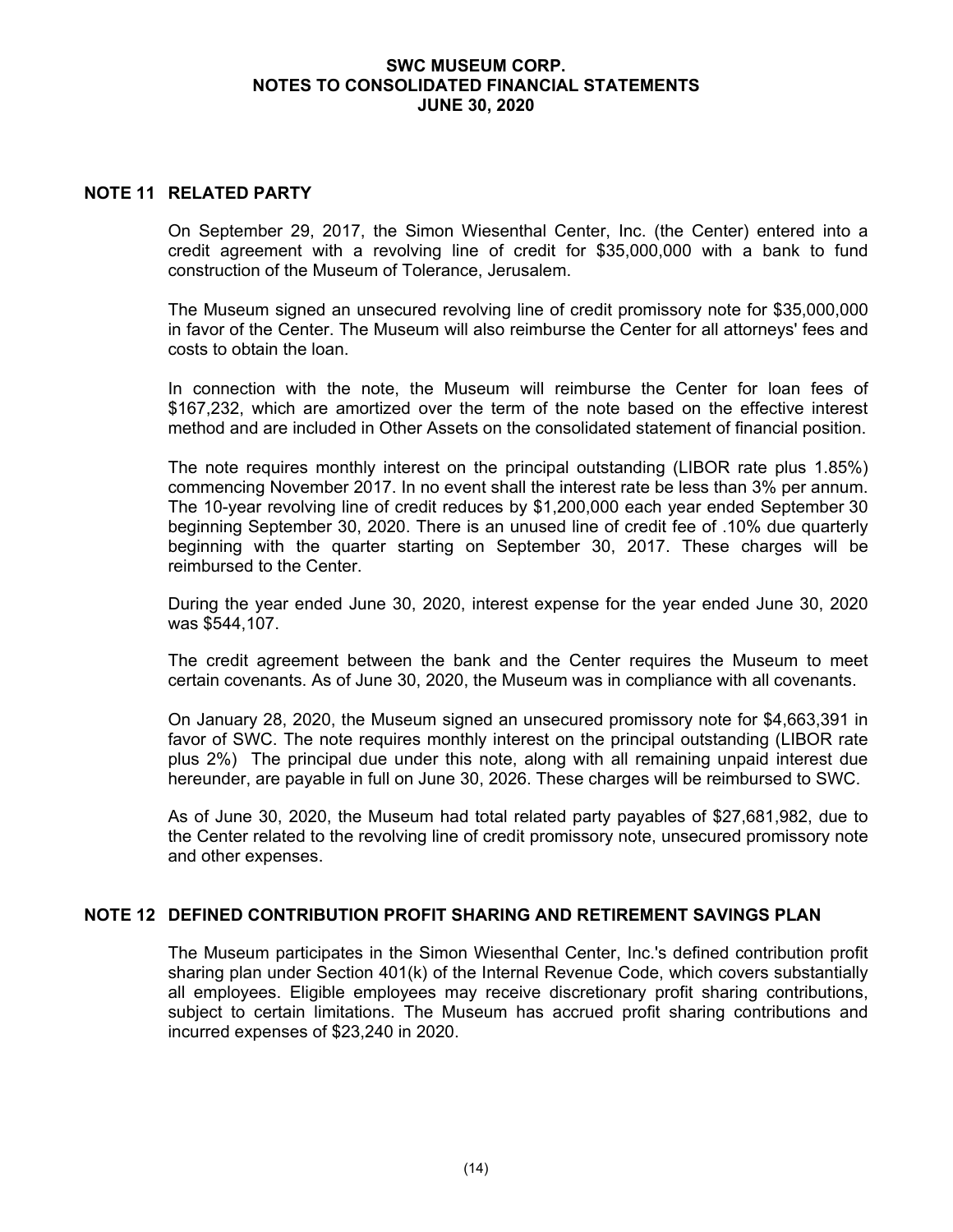# SWC MUSEUM CORP.
# NOTES TO CONSOLIDATED FINANCIAL STATEMENTS
# JUNE 30, 2020

## NOTE 11 RELATED PARTY

On September 29, 2017, the Simon Wiesenthal Center, Inc. (the Center) entered into a credit agreement with a revolving line of credit for $35,000,000 with a bank to fund construction of the Museum of Tolerance, Jerusalem.

The Museum signed an unsecured revolving line of credit promissory note for $35,000,000 in favor of the Center. The Museum will also reimburse the Center for all attorneys' fees and costs to obtain the loan.

In connection with the note, the Museum will reimburse the Center for loan fees of $167,232, which are amortized over the term of the note based on the effective interest method and are included in Other Assets on the consolidated statement of financial position.

The note requires monthly interest on the principal outstanding (LIBOR rate plus 1.85%) commencing November 2017. In no event shall the interest rate be less than 3% per annum. The 10-year revolving line of credit reduces by $1,200,000 each year ended September 30 beginning September 30, 2020. There is an unused line of credit fee of .10% due quarterly beginning with the quarter starting on September 30, 2017. These charges will be reimbursed to the Center.

During the year ended June 30, 2020, interest expense for the year ended June 30, 2020 was $544,107.

The credit agreement between the bank and the Center requires the Museum to meet certain covenants. As of June 30, 2020, the Museum was in compliance with all covenants.

On January 28, 2020, the Museum signed an unsecured promissory note for $4,663,391 in favor of SWC. The note requires monthly interest on the principal outstanding (LIBOR rate plus 2%) The principal due under this note, along with all remaining unpaid interest due hereunder, are payable in full on June 30, 2026. These charges will be reimbursed to SWC.

As of June 30, 2020, the Museum had total related party payables of $27,681,982, due to the Center related to the revolving line of credit promissory note, unsecured promissory note and other expenses.

## NOTE 12 DEFINED CONTRIBUTION PROFIT SHARING AND RETIREMENT SAVINGS PLAN

The Museum participates in the Simon Wiesenthal Center, Inc.'s defined contribution profit sharing plan under Section 401(k) of the Internal Revenue Code, which covers substantially all employees. Eligible employees may receive discretionary profit sharing contributions, subject to certain limitations. The Museum has accrued profit sharing contributions and incurred expenses of $23,240 in 2020.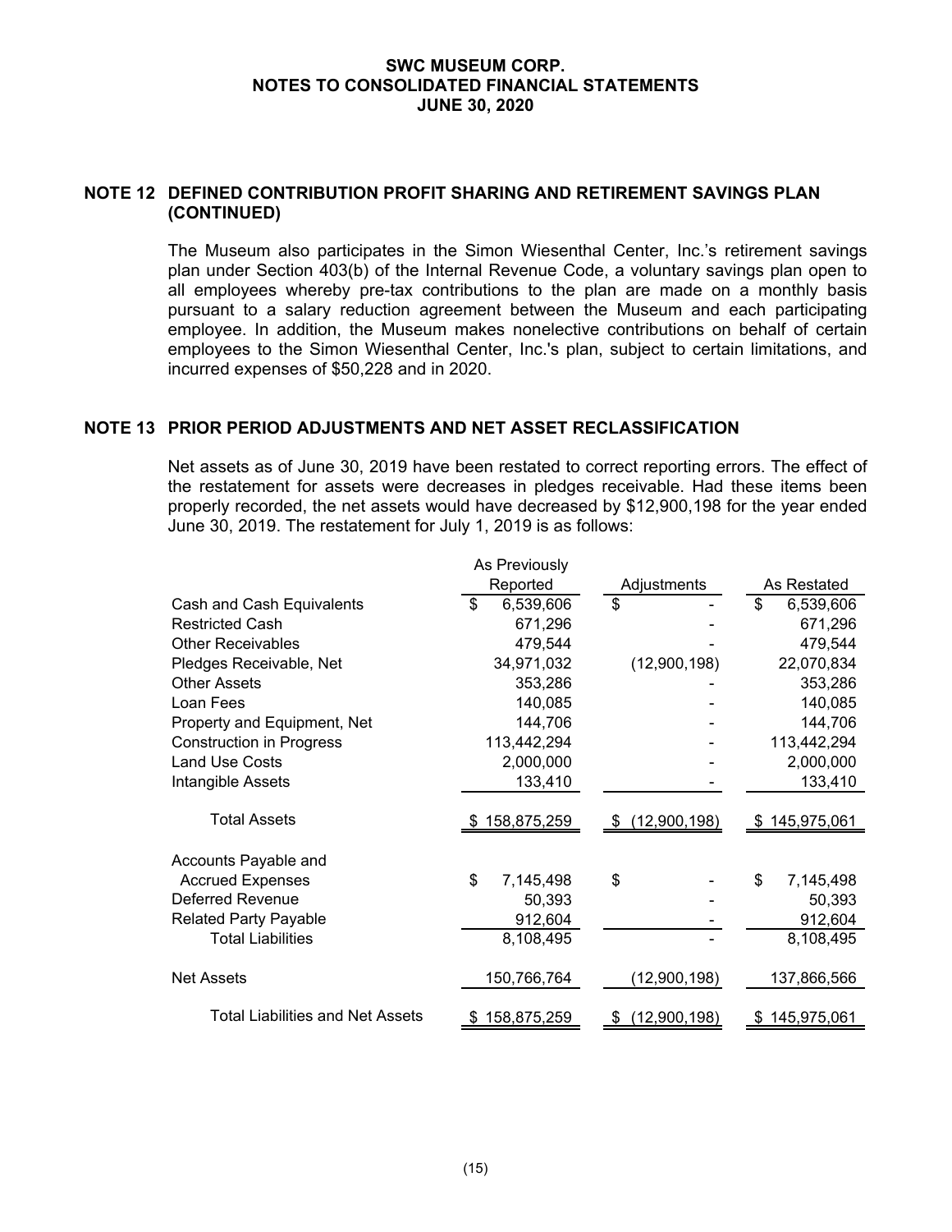## NOTE 12 DEFINED CONTRIBUTION PROFIT SHARING AND RETIREMENT SAVINGS PLAN (CONTINUED)

The Museum also participates in the Simon Wiesenthal Center, Inc.'s retirement savings plan under Section 403(b) of the Internal Revenue Code, a voluntary savings plan open to all employees whereby pre-tax contributions to the plan are made on a monthly basis pursuant to a salary reduction agreement between the Museum and each participating employee. In addition, the Museum makes nonelective contributions on behalf of certain employees to the Simon Wiesenthal Center, Inc.'s plan, subject to certain limitations, and incurred expenses of $50,228 and in 2020.

## NOTE 13 PRIOR PERIOD ADJUSTMENTS AND NET ASSET RECLASSIFICATION

Net assets as of June 30, 2019 have been restated to correct reporting errors. The effect of the restatement for assets were decreases in pledges receivable. Had these items been properly recorded, the net assets would have decreased by $12,900,198 for the year ended June 30, 2019. The restatement for July 1, 2019 is as follows:

| | As Previously Reported | Adjustments | As Restated |
|---|---|---|---|
| Cash and Cash Equivalents | $ 6,539,606 | $ - | $ 6,539,606 |
| Restricted Cash | 671,296 | - | 671,296 |
| Other Receivables | 479,544 | - | 479,544 |
| Pledges Receivable, Net | 34,971,032 | (12,900,198) | 22,070,834 |
| Other Assets | 353,286 | - | 353,286 |
| Loan Fees | 140,085 | - | 140,085 |
| Property and Equipment, Net | 144,706 | - | 144,706 |
| Construction in Progress | 113,442,294 | - | 113,442,294 |
| Land Use Costs | 2,000,000 | - | 2,000,000 |
| Intangible Assets | 133,410 | - | 133,410 |
| Total Assets | $ 158,875,259 | $ (12,900,198) | $ 145,975,061 |
| Accounts Payable and Accrued Expenses | $ 7,145,498 | $ - | $ 7,145,498 |
| Deferred Revenue | 50,393 | - | 50,393 |
| Related Party Payable | 912,604 | - | 912,604 |
| Total Liabilities | 8,108,495 | - | 8,108,495 |
| Net Assets | 150,766,764 | (12,900,198) | 137,866,566 |
| Total Liabilities and Net Assets | $ 158,875,259 | $ (12,900,198) | $ 145,975,061 |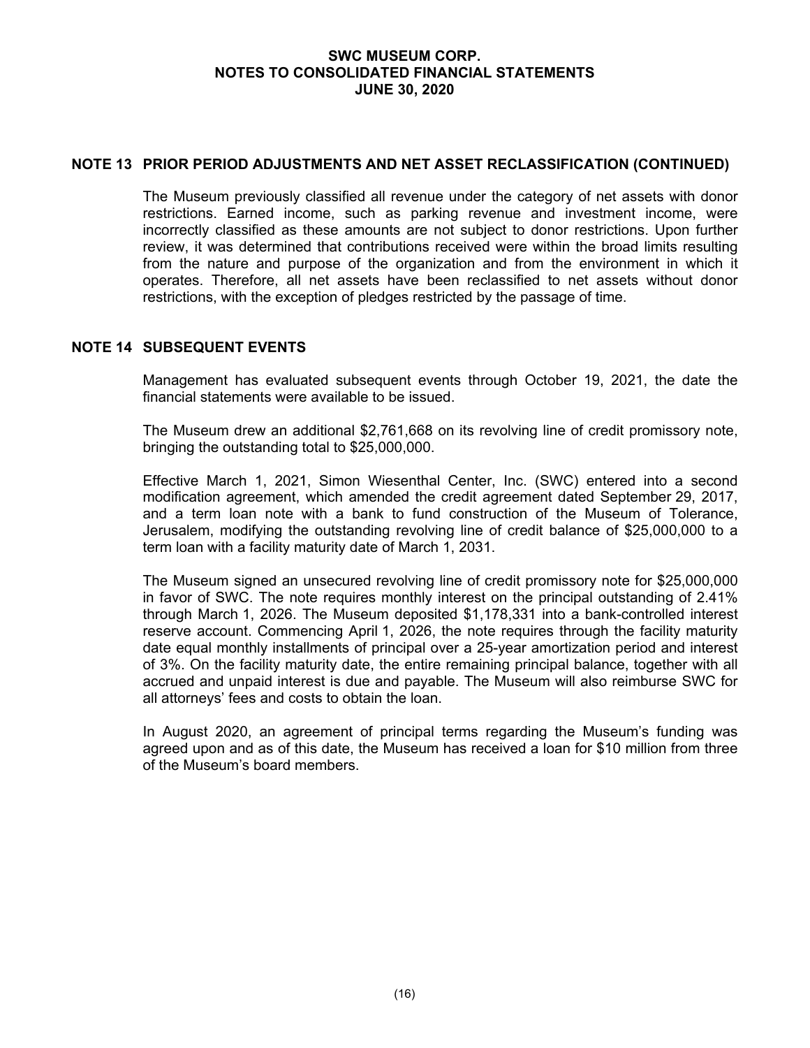## NOTE 13 PRIOR PERIOD ADJUSTMENTS AND NET ASSET RECLASSIFICATION (CONTINUED)

The Museum previously classified all revenue under the category of net assets with donor restrictions. Earned income, such as parking revenue and investment income, were incorrectly classified as these amounts are not subject to donor restrictions. Upon further review, it was determined that contributions received were within the broad limits resulting from the nature and purpose of the organization and from the environment in which it operates. Therefore, all net assets have been reclassified to net assets without donor restrictions, with the exception of pledges restricted by the passage of time.

## NOTE 14 SUBSEQUENT EVENTS

Management has evaluated subsequent events through October 19, 2021, the date the financial statements were available to be issued.

The Museum drew an additional $2,761,668 on its revolving line of credit promissory note, bringing the outstanding total to $25,000,000.

Effective March 1, 2021, Simon Wiesenthal Center, Inc. (SWC) entered into a second modification agreement, which amended the credit agreement dated September 29, 2017, and a term loan note with a bank to fund construction of the Museum of Tolerance, Jerusalem, modifying the outstanding revolving line of credit balance of $25,000,000 to a term loan with a facility maturity date of March 1, 2031.

The Museum signed an unsecured revolving line of credit promissory note for $25,000,000 in favor of SWC. The note requires monthly interest on the principal outstanding of 2.41% through March 1, 2026. The Museum deposited $1,178,331 into a bank-controlled interest reserve account. Commencing April 1, 2026, the note requires through the facility maturity date equal monthly installments of principal over a 25-year amortization period and interest of 3%. On the facility maturity date, the entire remaining principal balance, together with all accrued and unpaid interest is due and payable. The Museum will also reimburse SWC for all attorneys' fees and costs to obtain the loan.

In August 2020, an agreement of principal terms regarding the Museum's funding was agreed upon and as of this date, the Museum has received a loan for $10 million from three of the Museum's board members.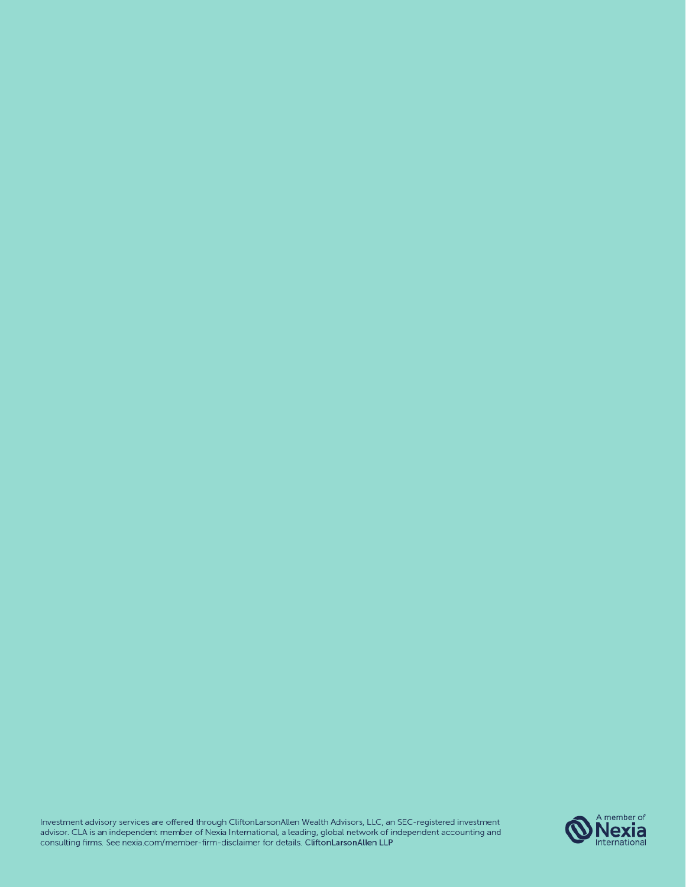Investment advisory services are offered through CliftonLarsonAllen Wealth Advisors, LLC, an SEC-registered investment advisor. CLA is an independent member of Nexia International, a leading, global network of independent accounting and consulting firms. See nexia.com/member-firm-disclaimer for details. **CliftonLarsonAllen LLP**

A member of Nexia International